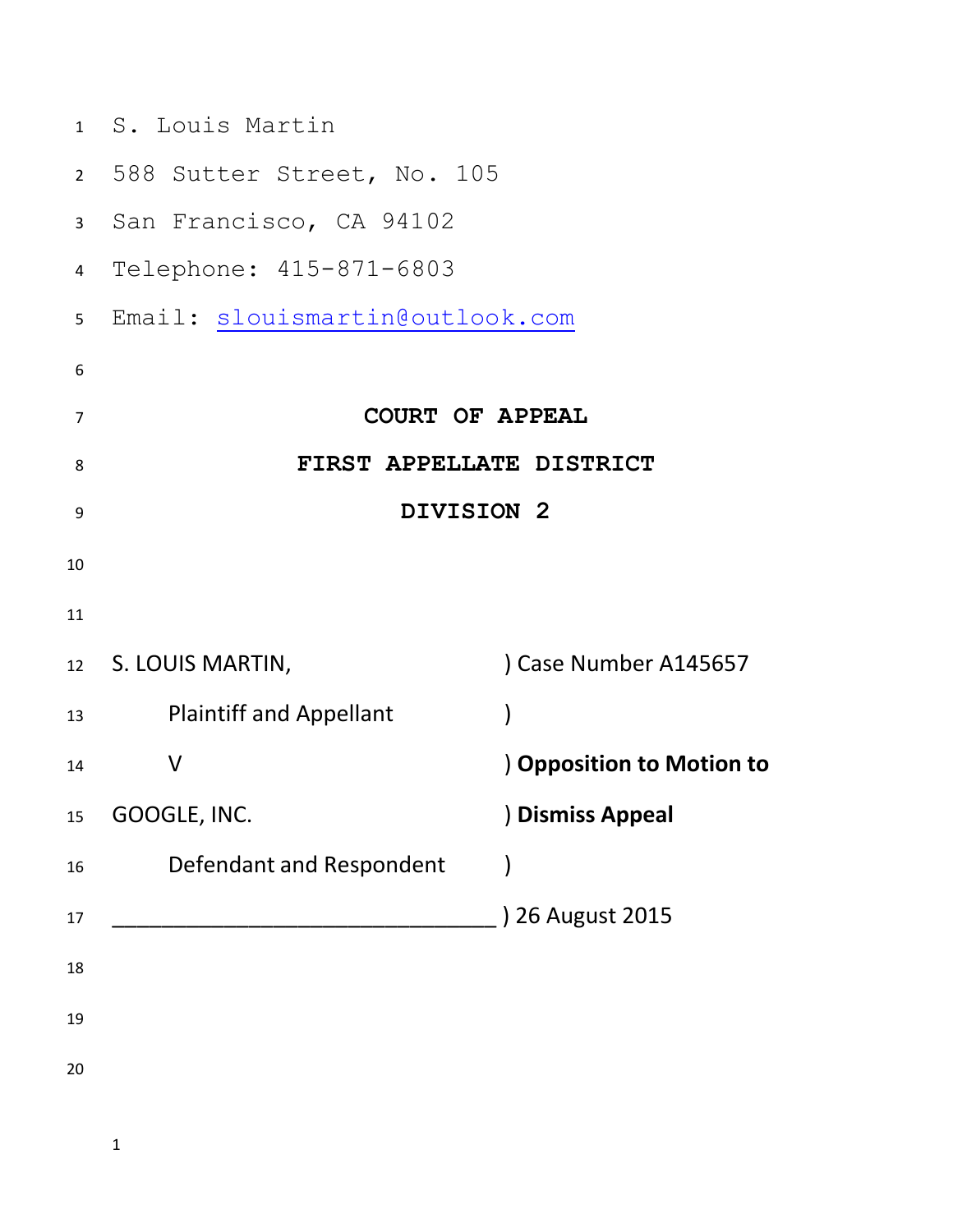S. Louis Martin
588 Sutter Street, No. 105
San Francisco, CA 94102
Telephone: 415-871-6803
Email: slouismartin@outlook.com

**COURT OF APPEAL**

**FIRST APPELLATE DISTRICT**

**DIVISION 2**

| | |
|---|---|
| S. LOUIS MARTIN, | ) Case Number A145657 |
| Plaintiff and Appellant | ) |
| V | ) **Opposition to Motion to** |
| GOOGLE, INC. | ) **Dismiss Appeal** |
| Defendant and Respondent | ) |
| ______________________________ | ) 26 August 2015 |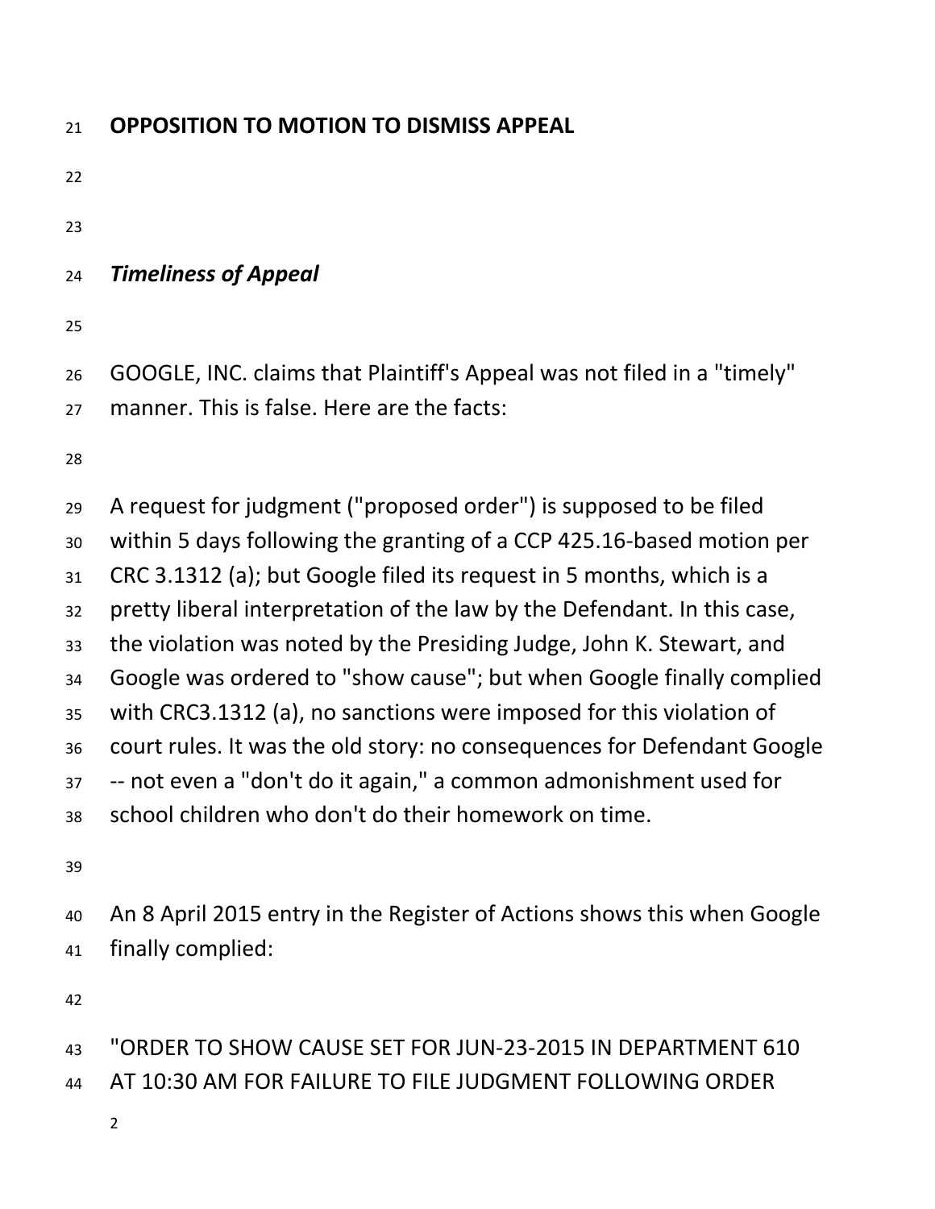**OPPOSITION TO MOTION TO DISMISS APPEAL**

***Timeliness of Appeal***

GOOGLE, INC. claims that Plaintiff's Appeal was not filed in a "timely" manner. This is false. Here are the facts:

A request for judgment ("proposed order") is supposed to be filed within 5 days following the granting of a CCP 425.16-based motion per CRC 3.1312 (a); but Google filed its request in 5 months, which is a pretty liberal interpretation of the law by the Defendant. In this case, the violation was noted by the Presiding Judge, John K. Stewart, and Google was ordered to "show cause"; but when Google finally complied with CRC3.1312 (a), no sanctions were imposed for this violation of court rules. It was the old story: no consequences for Defendant Google -- not even a "don't do it again," a common admonishment used for school children who don't do their homework on time.

An 8 April 2015 entry in the Register of Actions shows this when Google finally complied:

"ORDER TO SHOW CAUSE SET FOR JUN-23-2015 IN DEPARTMENT 610 AT 10:30 AM FOR FAILURE TO FILE JUDGMENT FOLLOWING ORDER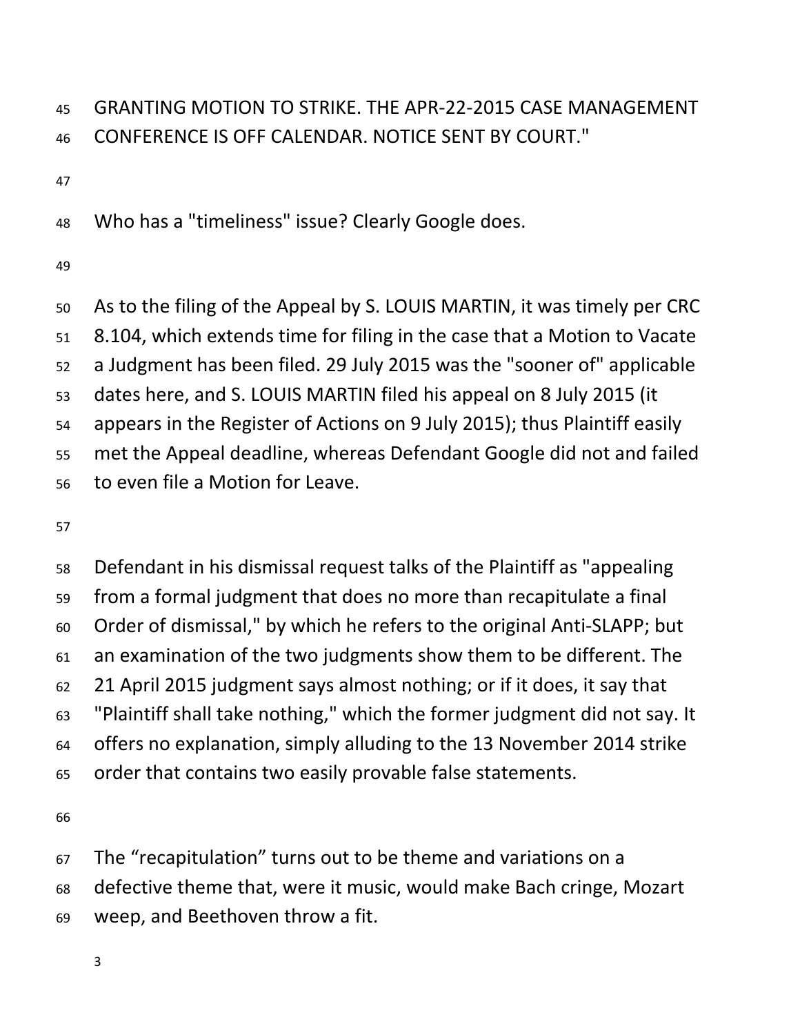GRANTING MOTION TO STRIKE. THE APR-22-2015 CASE MANAGEMENT CONFERENCE IS OFF CALENDAR. NOTICE SENT BY COURT."

Who has a "timeliness" issue? Clearly Google does.

As to the filing of the Appeal by S. LOUIS MARTIN, it was timely per CRC 8.104, which extends time for filing in the case that a Motion to Vacate a Judgment has been filed. 29 July 2015 was the "sooner of" applicable dates here, and S. LOUIS MARTIN filed his appeal on 8 July 2015 (it appears in the Register of Actions on 9 July 2015); thus Plaintiff easily met the Appeal deadline, whereas Defendant Google did not and failed to even file a Motion for Leave.

Defendant in his dismissal request talks of the Plaintiff as "appealing from a formal judgment that does no more than recapitulate a final Order of dismissal," by which he refers to the original Anti-SLAPP; but an examination of the two judgments show them to be different. The 21 April 2015 judgment says almost nothing; or if it does, it say that "Plaintiff shall take nothing," which the former judgment did not say. It offers no explanation, simply alluding to the 13 November 2014 strike order that contains two easily provable false statements.

The "recapitulation" turns out to be theme and variations on a defective theme that, were it music, would make Bach cringe, Mozart weep, and Beethoven throw a fit.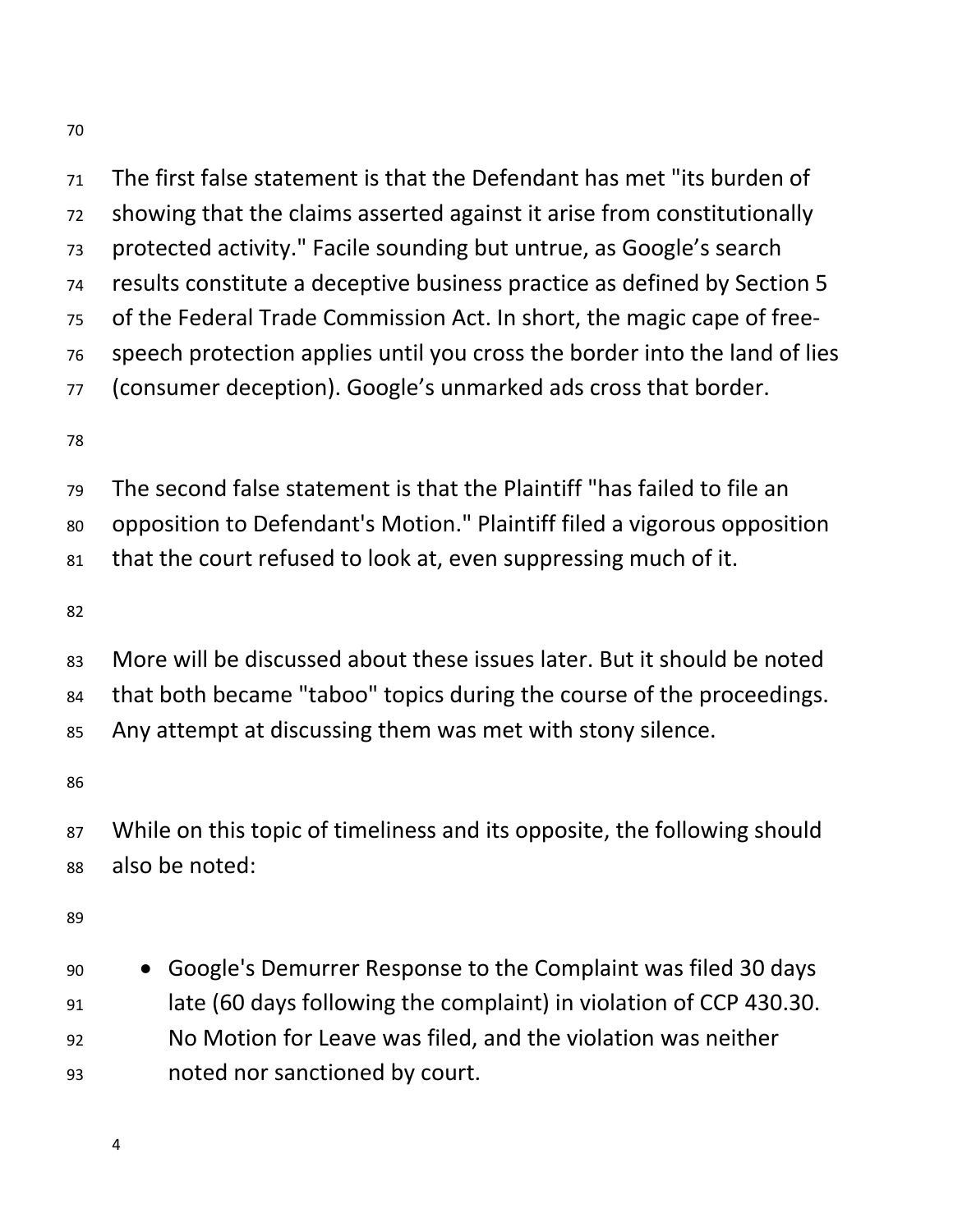The first false statement is that the Defendant has met "its burden of showing that the claims asserted against it arise from constitutionally protected activity." Facile sounding but untrue, as Google's search results constitute a deceptive business practice as defined by Section 5 of the Federal Trade Commission Act. In short, the magic cape of free-speech protection applies until you cross the border into the land of lies (consumer deception). Google's unmarked ads cross that border.

The second false statement is that the Plaintiff "has failed to file an opposition to Defendant's Motion." Plaintiff filed a vigorous opposition that the court refused to look at, even suppressing much of it.

More will be discussed about these issues later. But it should be noted that both became "taboo" topics during the course of the proceedings. Any attempt at discussing them was met with stony silence.

While on this topic of timeliness and its opposite, the following should also be noted:

- Google's Demurrer Response to the Complaint was filed 30 days late (60 days following the complaint) in violation of CCP 430.30. No Motion for Leave was filed, and the violation was neither noted nor sanctioned by court.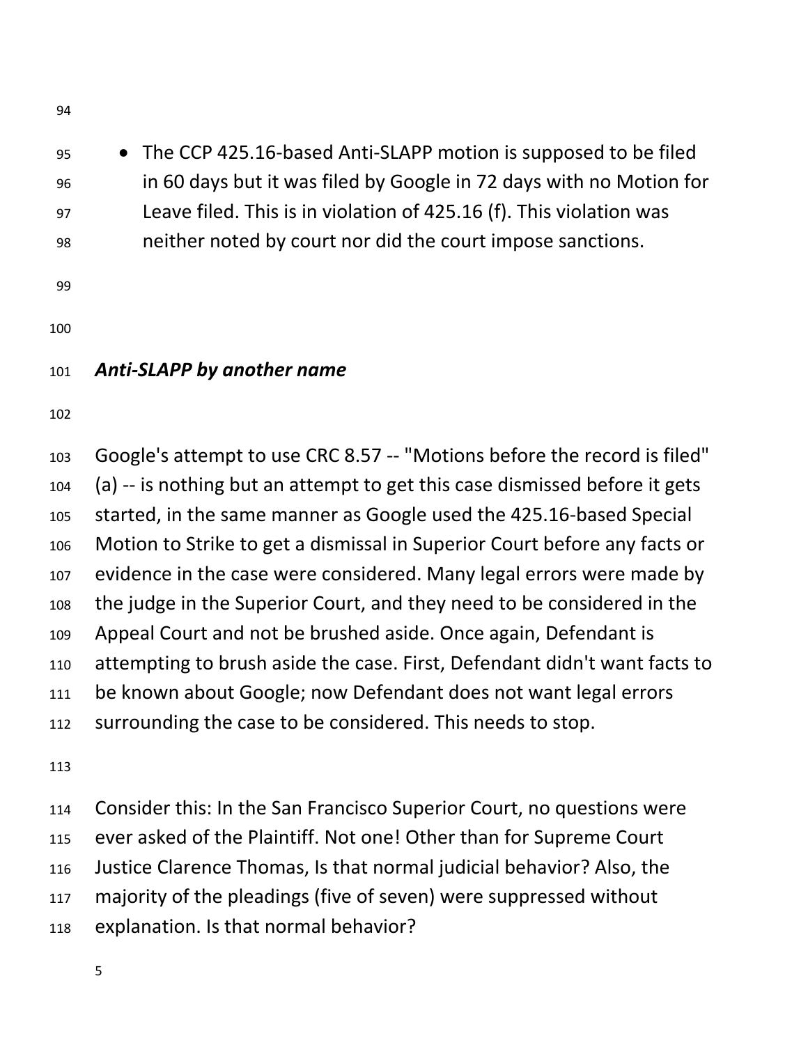- The CCP 425.16-based Anti-SLAPP motion is supposed to be filed in 60 days but it was filed by Google in 72 days with no Motion for Leave filed. This is in violation of 425.16 (f). This violation was neither noted by court nor did the court impose sanctions.

***Anti-SLAPP by another name***

Google's attempt to use CRC 8.57 -- "Motions before the record is filed" (a) -- is nothing but an attempt to get this case dismissed before it gets started, in the same manner as Google used the 425.16-based Special Motion to Strike to get a dismissal in Superior Court before any facts or evidence in the case were considered. Many legal errors were made by the judge in the Superior Court, and they need to be considered in the Appeal Court and not be brushed aside. Once again, Defendant is attempting to brush aside the case. First, Defendant didn't want facts to be known about Google; now Defendant does not want legal errors surrounding the case to be considered. This needs to stop.

Consider this: In the San Francisco Superior Court, no questions were ever asked of the Plaintiff. Not one! Other than for Supreme Court Justice Clarence Thomas, Is that normal judicial behavior? Also, the majority of the pleadings (five of seven) were suppressed without explanation. Is that normal behavior?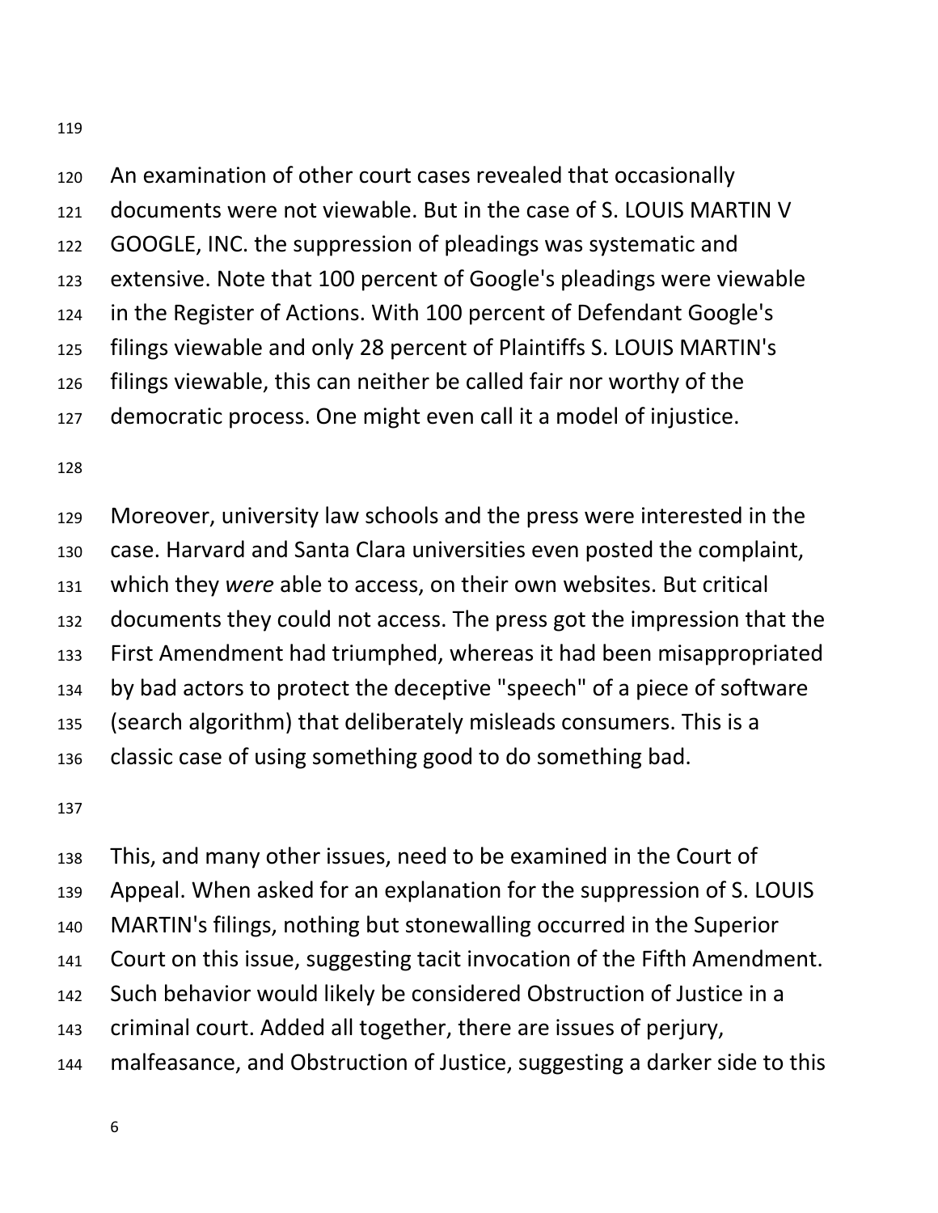An examination of other court cases revealed that occasionally documents were not viewable. But in the case of S. LOUIS MARTIN V GOOGLE, INC. the suppression of pleadings was systematic and extensive. Note that 100 percent of Google's pleadings were viewable in the Register of Actions. With 100 percent of Defendant Google's filings viewable and only 28 percent of Plaintiffs S. LOUIS MARTIN's filings viewable, this can neither be called fair nor worthy of the democratic process. One might even call it a model of injustice.

Moreover, university law schools and the press were interested in the case. Harvard and Santa Clara universities even posted the complaint, which they *were* able to access, on their own websites. But critical documents they could not access. The press got the impression that the First Amendment had triumphed, whereas it had been misappropriated by bad actors to protect the deceptive "speech" of a piece of software (search algorithm) that deliberately misleads consumers. This is a classic case of using something good to do something bad.

This, and many other issues, need to be examined in the Court of Appeal. When asked for an explanation for the suppression of S. LOUIS MARTIN's filings, nothing but stonewalling occurred in the Superior Court on this issue, suggesting tacit invocation of the Fifth Amendment. Such behavior would likely be considered Obstruction of Justice in a criminal court. Added all together, there are issues of perjury, malfeasance, and Obstruction of Justice, suggesting a darker side to this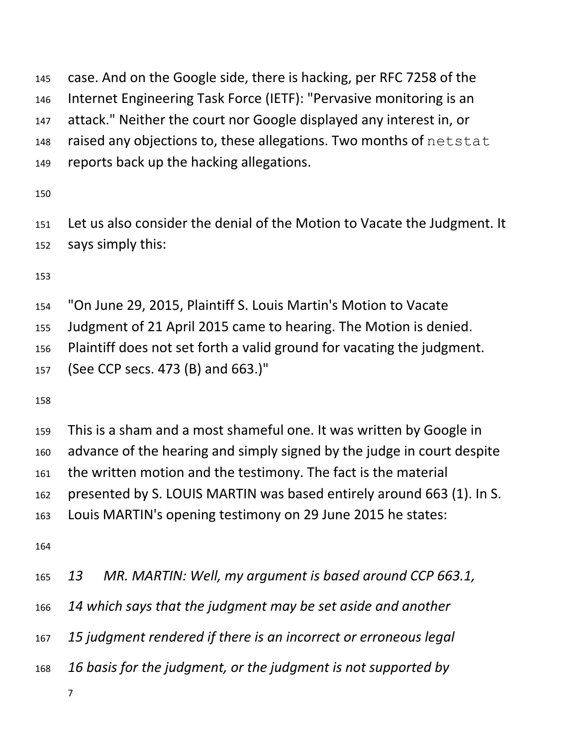case. And on the Google side, there is hacking, per RFC 7258 of the Internet Engineering Task Force (IETF): "Pervasive monitoring is an attack." Neither the court nor Google displayed any interest in, or raised any objections to, these allegations. Two months of `netstat` reports back up the hacking allegations.

Let us also consider the denial of the Motion to Vacate the Judgment. It says simply this:

"On June 29, 2015, Plaintiff S. Louis Martin's Motion to Vacate Judgment of 21 April 2015 came to hearing. The Motion is denied. Plaintiff does not set forth a valid ground for vacating the judgment. (See CCP secs. 473 (B) and 663.)"

This is a sham and a most shameful one. It was written by Google in advance of the hearing and simply signed by the judge in court despite the written motion and the testimony. The fact is the material presented by S. LOUIS MARTIN was based entirely around 663 (1). In S. Louis MARTIN's opening testimony on 29 June 2015 he states:

*13 MR. MARTIN: Well, my argument is based around CCP 663.1,*

*14 which says that the judgment may be set aside and another*

*15 judgment rendered if there is an incorrect or erroneous legal*

*16 basis for the judgment, or the judgment is not supported by*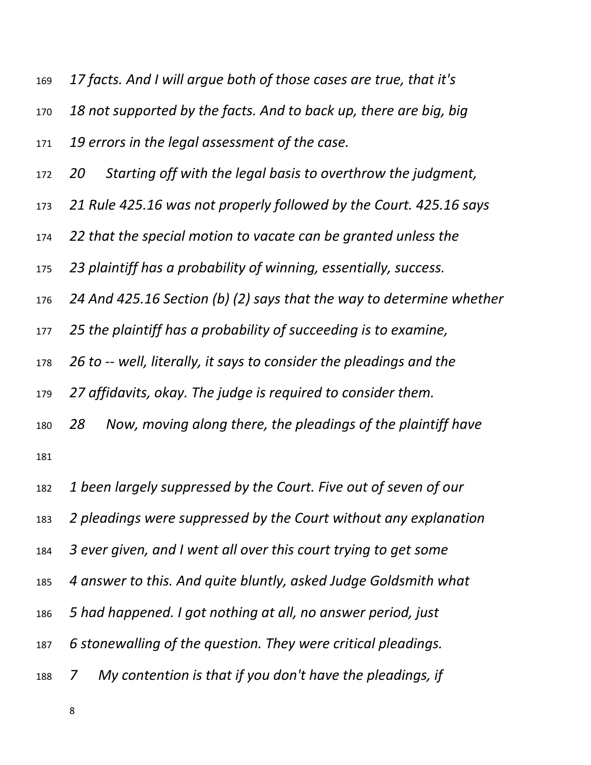*17 facts. And I will argue both of those cases are true, that it's*

*18 not supported by the facts. And to back up, there are big, big*

*19 errors in the legal assessment of the case.*

*20 Starting off with the legal basis to overthrow the judgment,*

*21 Rule 425.16 was not properly followed by the Court. 425.16 says*

*22 that the special motion to vacate can be granted unless the*

*23 plaintiff has a probability of winning, essentially, success.*

*24 And 425.16 Section (b) (2) says that the way to determine whether*

*25 the plaintiff has a probability of succeeding is to examine,*

*26 to -- well, literally, it says to consider the pleadings and the*

*27 affidavits, okay. The judge is required to consider them.*

*28 Now, moving along there, the pleadings of the plaintiff have*

*1 been largely suppressed by the Court. Five out of seven of our*

*2 pleadings were suppressed by the Court without any explanation*

*3 ever given, and I went all over this court trying to get some*

*4 answer to this. And quite bluntly, asked Judge Goldsmith what*

*5 had happened. I got nothing at all, no answer period, just*

*6 stonewalling of the question. They were critical pleadings.*

*7 My contention is that if you don't have the pleadings, if*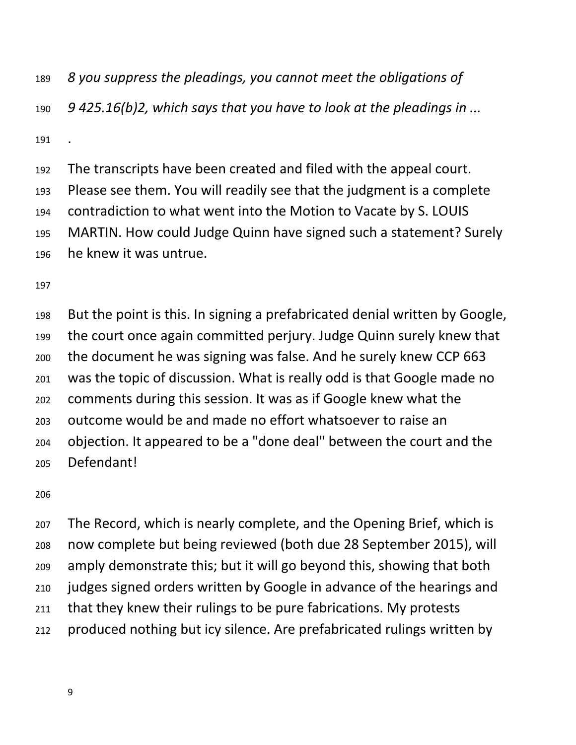*8 you suppress the pleadings, you cannot meet the obligations of*

*9 425.16(b)2, which says that you have to look at the pleadings in ...*

.

The transcripts have been created and filed with the appeal court. Please see them. You will readily see that the judgment is a complete contradiction to what went into the Motion to Vacate by S. LOUIS MARTIN. How could Judge Quinn have signed such a statement? Surely he knew it was untrue.

But the point is this. In signing a prefabricated denial written by Google, the court once again committed perjury. Judge Quinn surely knew that the document he was signing was false. And he surely knew CCP 663 was the topic of discussion. What is really odd is that Google made no comments during this session. It was as if Google knew what the outcome would be and made no effort whatsoever to raise an objection. It appeared to be a "done deal" between the court and the Defendant!

The Record, which is nearly complete, and the Opening Brief, which is now complete but being reviewed (both due 28 September 2015), will amply demonstrate this; but it will go beyond this, showing that both judges signed orders written by Google in advance of the hearings and that they knew their rulings to be pure fabrications. My protests produced nothing but icy silence. Are prefabricated rulings written by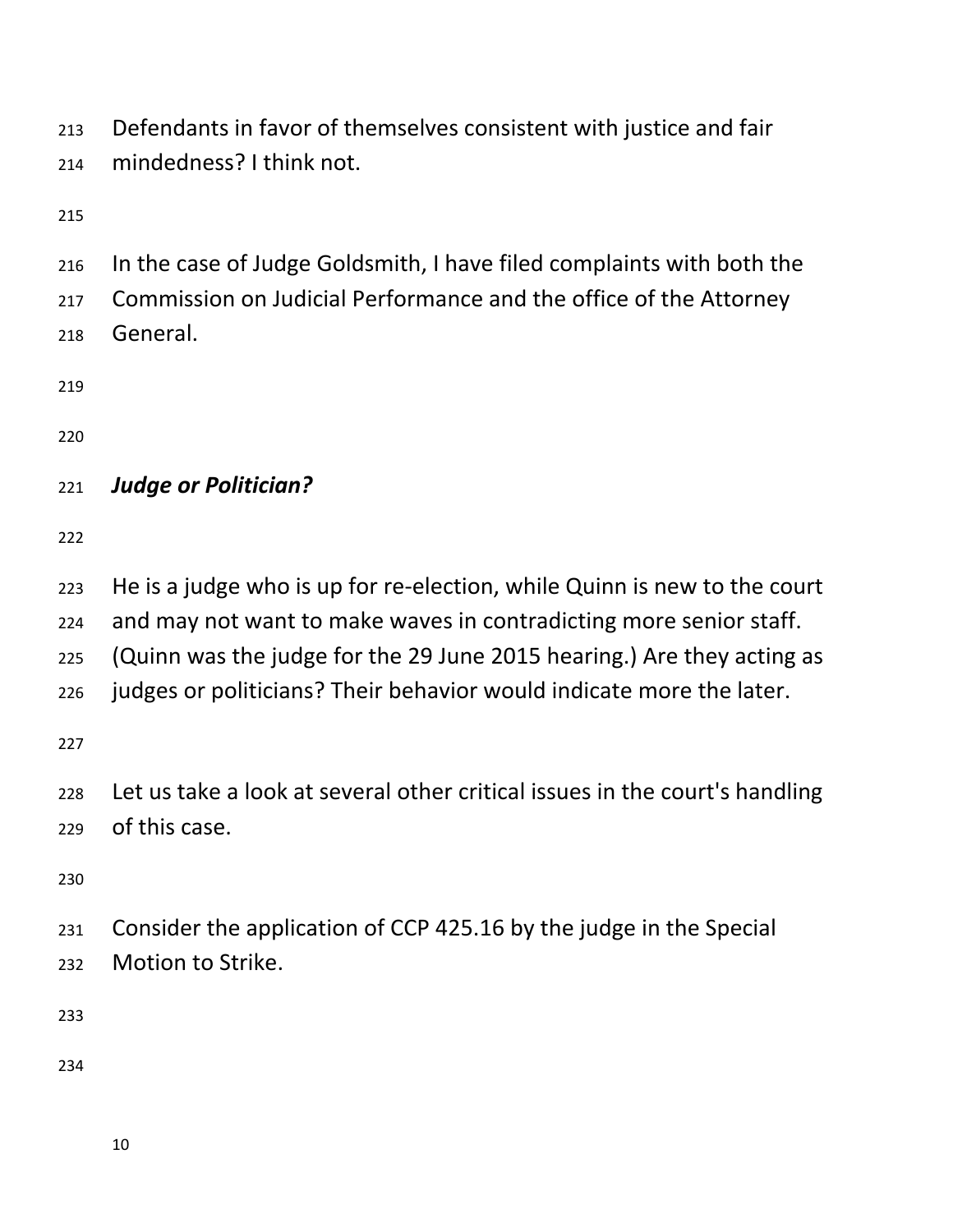Defendants in favor of themselves consistent with justice and fair mindedness? I think not.

In the case of Judge Goldsmith, I have filed complaints with both the Commission on Judicial Performance and the office of the Attorney General.

***Judge or Politician?***

He is a judge who is up for re-election, while Quinn is new to the court and may not want to make waves in contradicting more senior staff. (Quinn was the judge for the 29 June 2015 hearing.) Are they acting as judges or politicians? Their behavior would indicate more the later.

Let us take a look at several other critical issues in the court's handling of this case.

Consider the application of CCP 425.16 by the judge in the Special Motion to Strike.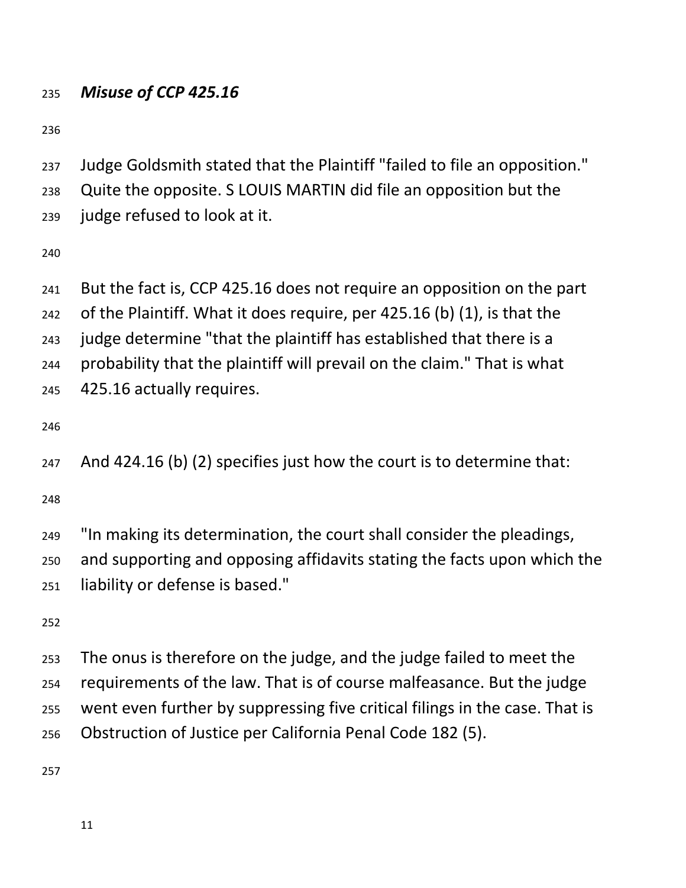***Misuse of CCP 425.16***

Judge Goldsmith stated that the Plaintiff "failed to file an opposition." Quite the opposite. S LOUIS MARTIN did file an opposition but the judge refused to look at it.

But the fact is, CCP 425.16 does not require an opposition on the part of the Plaintiff. What it does require, per 425.16 (b) (1), is that the judge determine "that the plaintiff has established that there is a probability that the plaintiff will prevail on the claim." That is what 425.16 actually requires.

And 424.16 (b) (2) specifies just how the court is to determine that:

"In making its determination, the court shall consider the pleadings, and supporting and opposing affidavits stating the facts upon which the liability or defense is based."

The onus is therefore on the judge, and the judge failed to meet the requirements of the law. That is of course malfeasance. But the judge went even further by suppressing five critical filings in the case. That is Obstruction of Justice per California Penal Code 182 (5).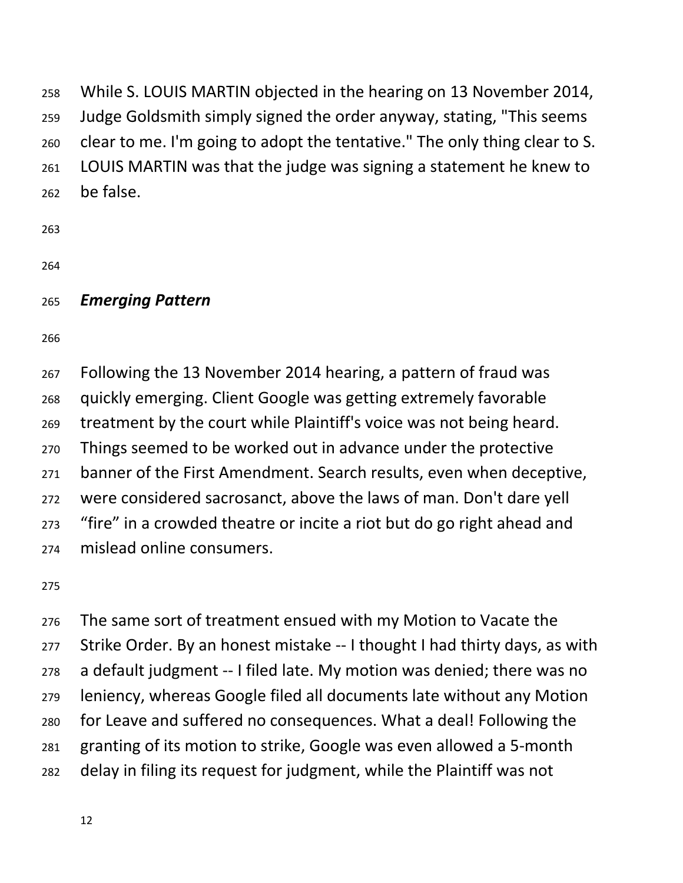While S. LOUIS MARTIN objected in the hearing on 13 November 2014, Judge Goldsmith simply signed the order anyway, stating, "This seems clear to me. I'm going to adopt the tentative." The only thing clear to S. LOUIS MARTIN was that the judge was signing a statement he knew to be false.

***Emerging Pattern***

Following the 13 November 2014 hearing, a pattern of fraud was quickly emerging. Client Google was getting extremely favorable treatment by the court while Plaintiff's voice was not being heard. Things seemed to be worked out in advance under the protective banner of the First Amendment. Search results, even when deceptive, were considered sacrosanct, above the laws of man. Don't dare yell "fire" in a crowded theatre or incite a riot but do go right ahead and mislead online consumers.

The same sort of treatment ensued with my Motion to Vacate the Strike Order. By an honest mistake -- I thought I had thirty days, as with a default judgment -- I filed late. My motion was denied; there was no leniency, whereas Google filed all documents late without any Motion for Leave and suffered no consequences. What a deal! Following the granting of its motion to strike, Google was even allowed a 5-month delay in filing its request for judgment, while the Plaintiff was not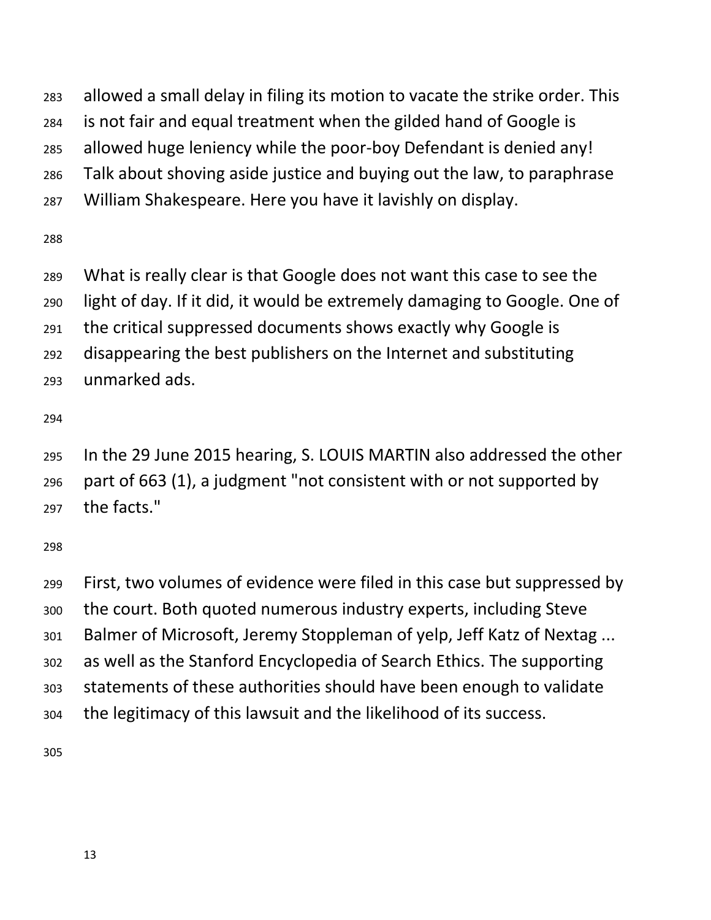allowed a small delay in filing its motion to vacate the strike order. This is not fair and equal treatment when the gilded hand of Google is allowed huge leniency while the poor-boy Defendant is denied any! Talk about shoving aside justice and buying out the law, to paraphrase William Shakespeare. Here you have it lavishly on display.

What is really clear is that Google does not want this case to see the light of day. If it did, it would be extremely damaging to Google. One of the critical suppressed documents shows exactly why Google is disappearing the best publishers on the Internet and substituting unmarked ads.

In the 29 June 2015 hearing, S. LOUIS MARTIN also addressed the other part of 663 (1), a judgment "not consistent with or not supported by the facts."

First, two volumes of evidence were filed in this case but suppressed by the court. Both quoted numerous industry experts, including Steve Balmer of Microsoft, Jeremy Stoppleman of yelp, Jeff Katz of Nextag ... as well as the Stanford Encyclopedia of Search Ethics. The supporting statements of these authorities should have been enough to validate the legitimacy of this lawsuit and the likelihood of its success.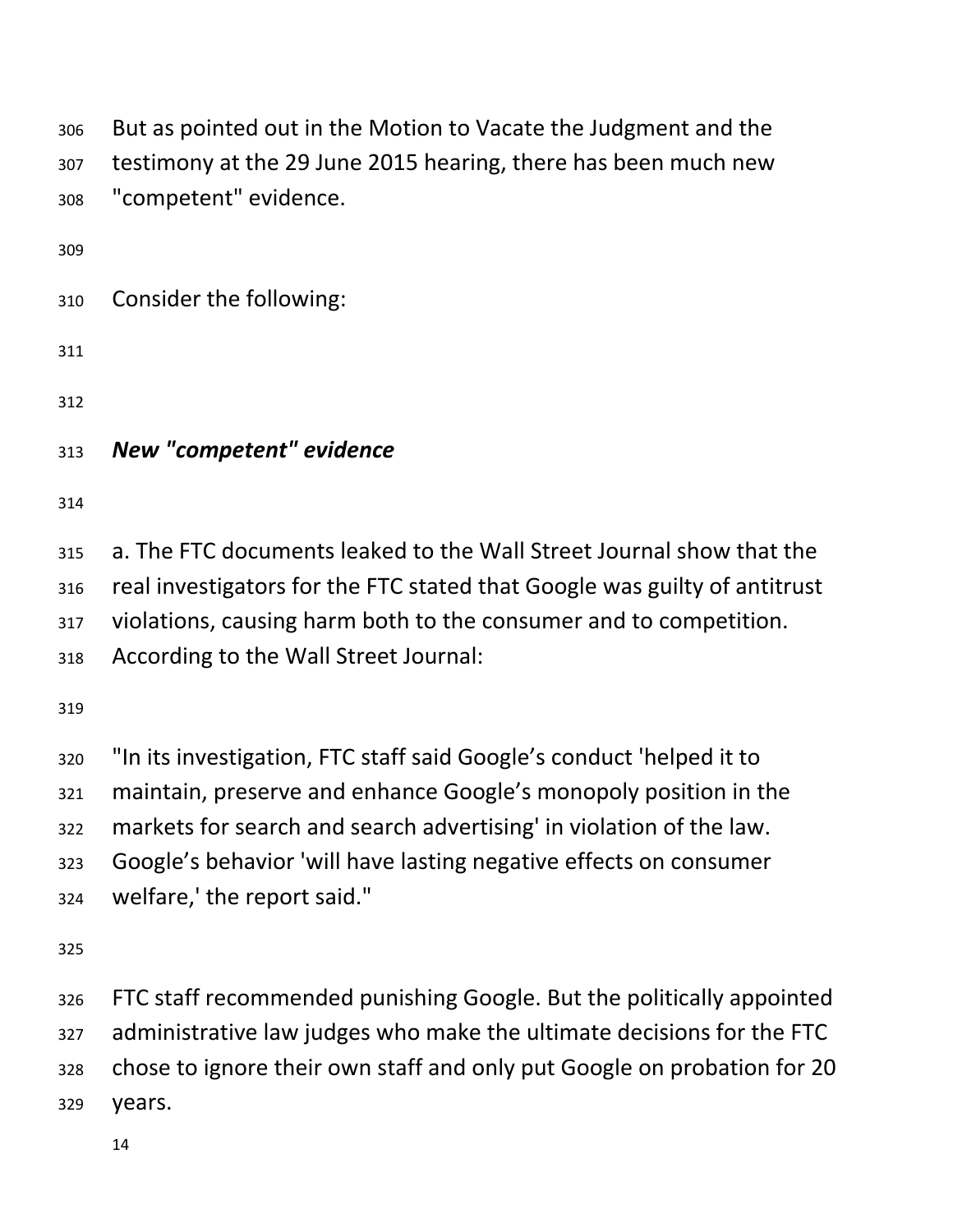But as pointed out in the Motion to Vacate the Judgment and the testimony at the 29 June 2015 hearing, there has been much new "competent" evidence.

Consider the following:

***New "competent" evidence***

a. The FTC documents leaked to the Wall Street Journal show that the real investigators for the FTC stated that Google was guilty of antitrust violations, causing harm both to the consumer and to competition. According to the Wall Street Journal:

"In its investigation, FTC staff said Google's conduct 'helped it to maintain, preserve and enhance Google's monopoly position in the markets for search and search advertising' in violation of the law. Google's behavior 'will have lasting negative effects on consumer welfare,' the report said."

FTC staff recommended punishing Google. But the politically appointed administrative law judges who make the ultimate decisions for the FTC chose to ignore their own staff and only put Google on probation for 20 years.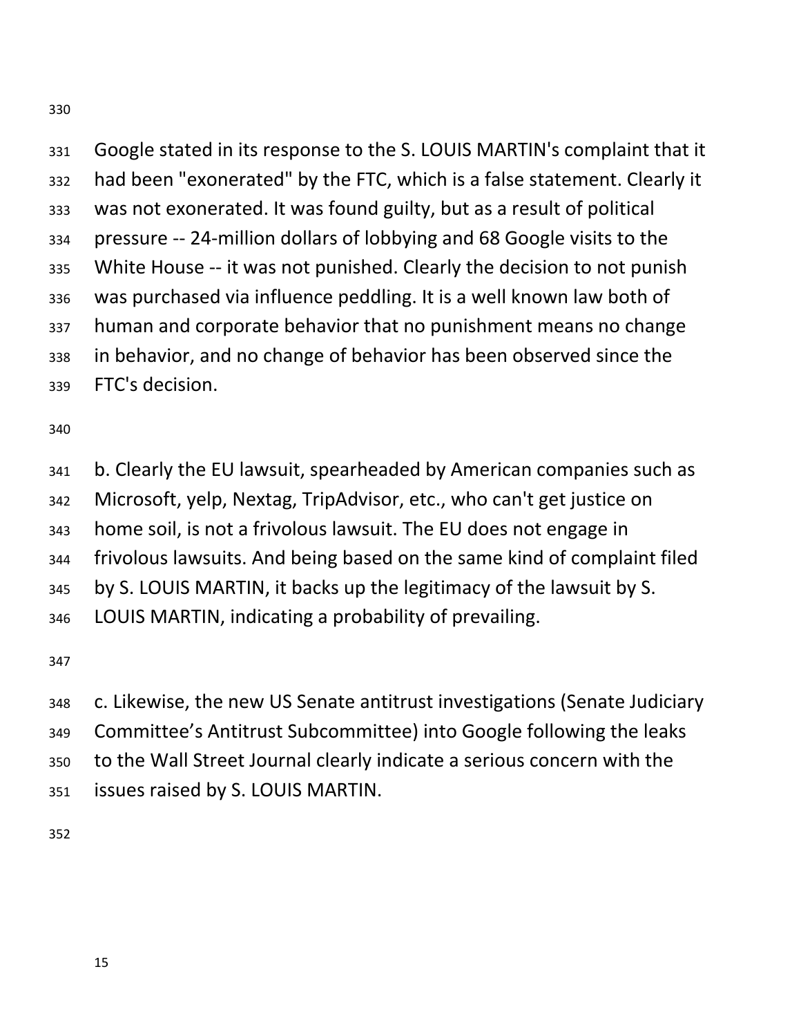Google stated in its response to the S. LOUIS MARTIN's complaint that it had been "exonerated" by the FTC, which is a false statement. Clearly it was not exonerated. It was found guilty, but as a result of political pressure -- 24-million dollars of lobbying and 68 Google visits to the White House -- it was not punished. Clearly the decision to not punish was purchased via influence peddling. It is a well known law both of human and corporate behavior that no punishment means no change in behavior, and no change of behavior has been observed since the FTC's decision.

b. Clearly the EU lawsuit, spearheaded by American companies such as Microsoft, yelp, Nextag, TripAdvisor, etc., who can't get justice on home soil, is not a frivolous lawsuit. The EU does not engage in frivolous lawsuits. And being based on the same kind of complaint filed by S. LOUIS MARTIN, it backs up the legitimacy of the lawsuit by S. LOUIS MARTIN, indicating a probability of prevailing.

c. Likewise, the new US Senate antitrust investigations (Senate Judiciary Committee's Antitrust Subcommittee) into Google following the leaks to the Wall Street Journal clearly indicate a serious concern with the issues raised by S. LOUIS MARTIN.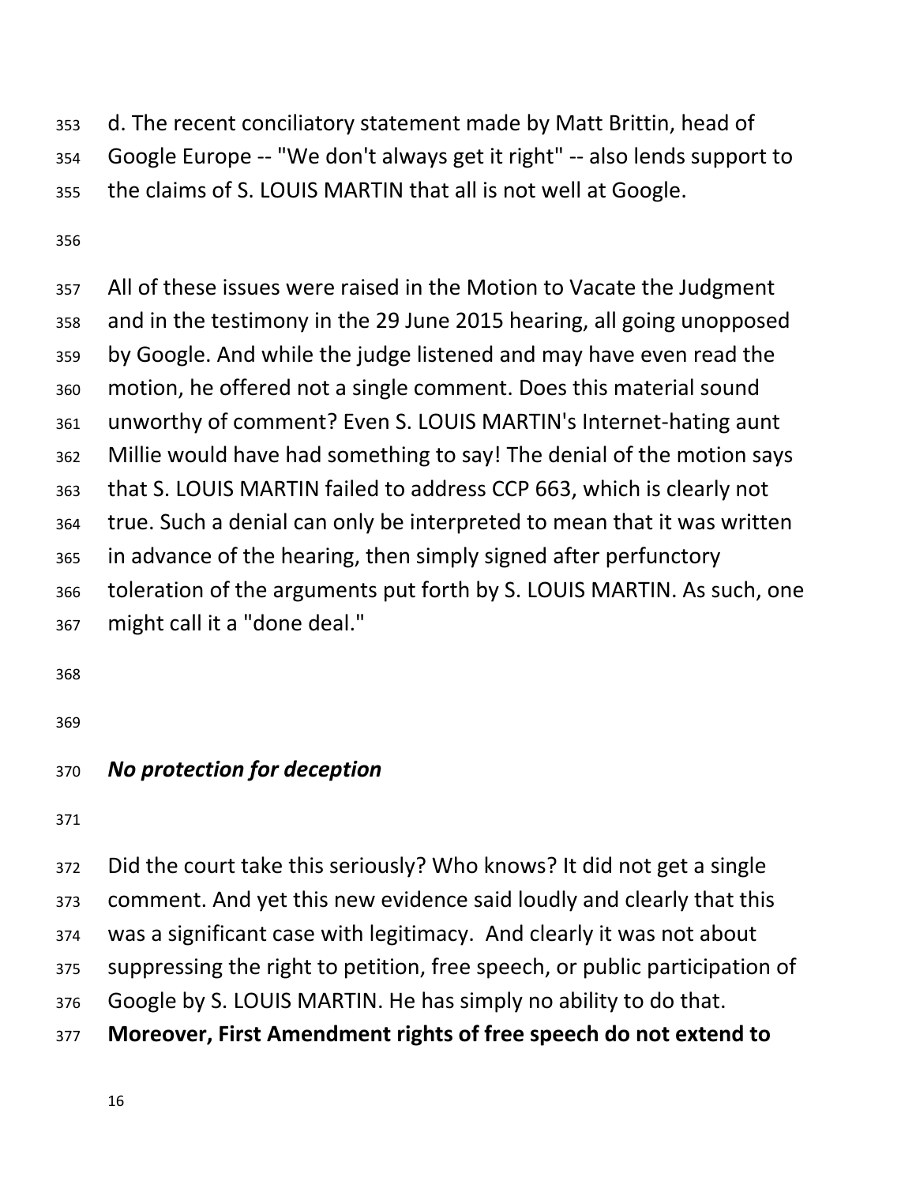d. The recent conciliatory statement made by Matt Brittin, head of Google Europe -- "We don't always get it right" -- also lends support to the claims of S. LOUIS MARTIN that all is not well at Google.

All of these issues were raised in the Motion to Vacate the Judgment and in the testimony in the 29 June 2015 hearing, all going unopposed by Google. And while the judge listened and may have even read the motion, he offered not a single comment. Does this material sound unworthy of comment? Even S. LOUIS MARTIN's Internet-hating aunt Millie would have had something to say! The denial of the motion says that S. LOUIS MARTIN failed to address CCP 663, which is clearly not true. Such a denial can only be interpreted to mean that it was written in advance of the hearing, then simply signed after perfunctory toleration of the arguments put forth by S. LOUIS MARTIN. As such, one might call it a "done deal."

### *No protection for deception*

Did the court take this seriously? Who knows? It did not get a single comment. And yet this new evidence said loudly and clearly that this was a significant case with legitimacy. And clearly it was not about suppressing the right to petition, free speech, or public participation of Google by S. LOUIS MARTIN. He has simply no ability to do that. **Moreover, First Amendment rights of free speech do not extend to**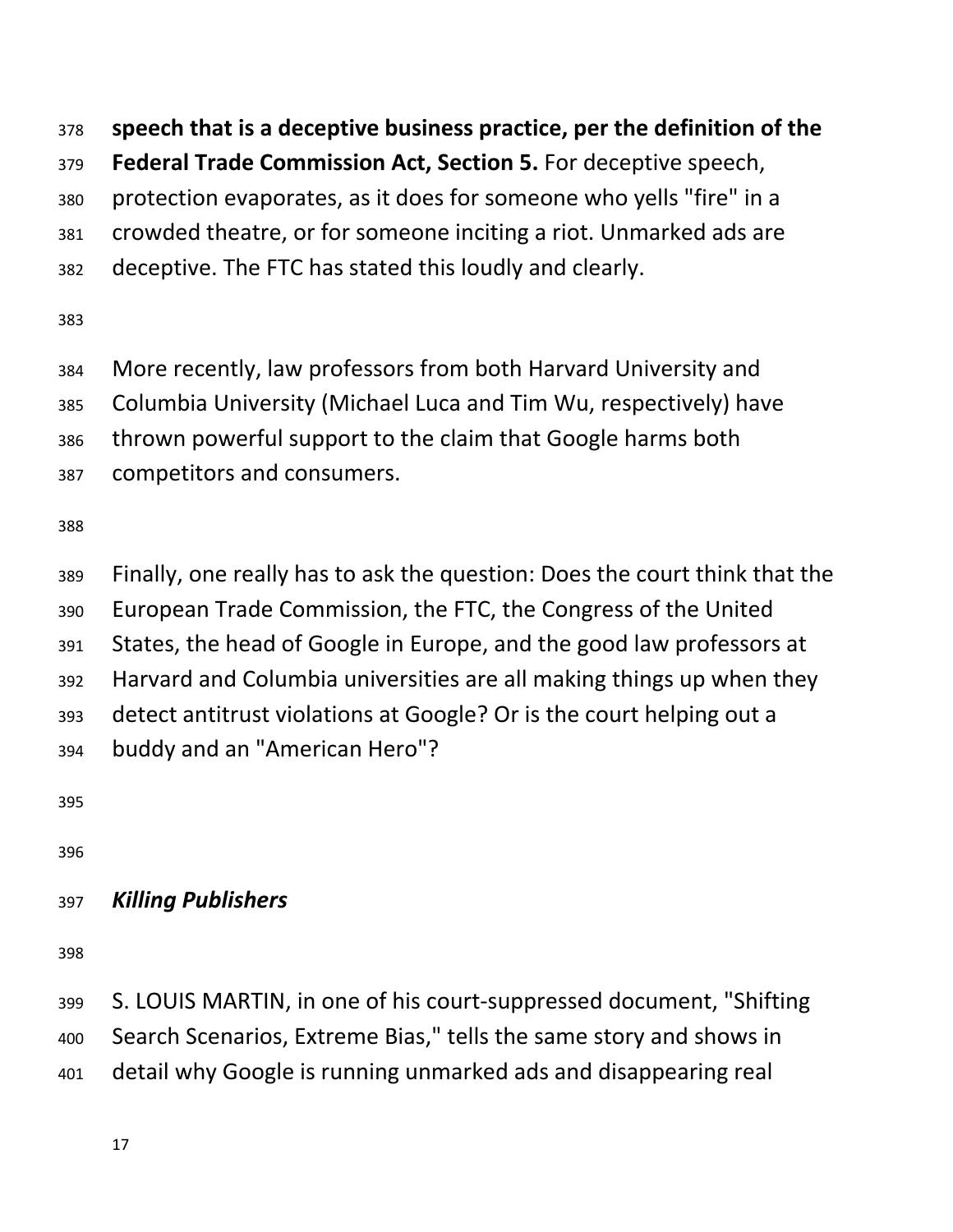**speech that is a deceptive business practice, per the definition of the Federal Trade Commission Act, Section 5.** For deceptive speech, protection evaporates, as it does for someone who yells "fire" in a crowded theatre, or for someone inciting a riot. Unmarked ads are deceptive. The FTC has stated this loudly and clearly.

More recently, law professors from both Harvard University and Columbia University (Michael Luca and Tim Wu, respectively) have thrown powerful support to the claim that Google harms both competitors and consumers.

Finally, one really has to ask the question: Does the court think that the European Trade Commission, the FTC, the Congress of the United States, the head of Google in Europe, and the good law professors at Harvard and Columbia universities are all making things up when they detect antitrust violations at Google? Or is the court helping out a buddy and an "American Hero"?

### *Killing Publishers*

S. LOUIS MARTIN, in one of his court-suppressed document, "Shifting Search Scenarios, Extreme Bias," tells the same story and shows in detail why Google is running unmarked ads and disappearing real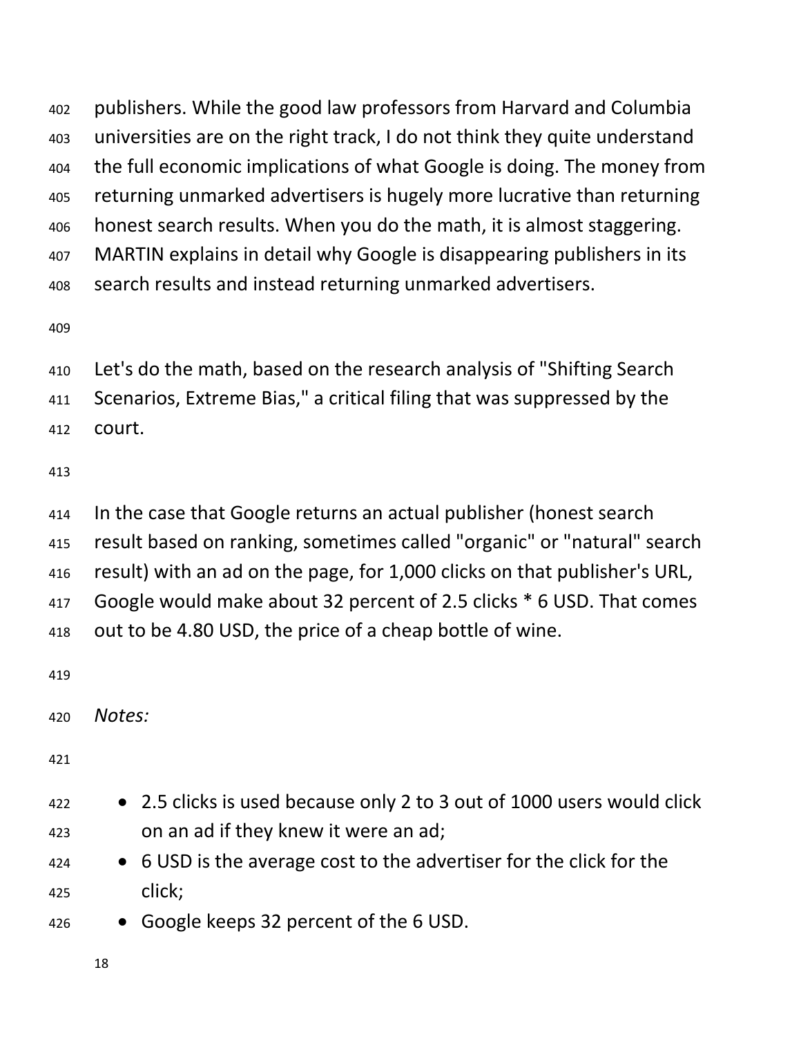publishers. While the good law professors from Harvard and Columbia universities are on the right track, I do not think they quite understand the full economic implications of what Google is doing. The money from returning unmarked advertisers is hugely more lucrative than returning honest search results. When you do the math, it is almost staggering. MARTIN explains in detail why Google is disappearing publishers in its search results and instead returning unmarked advertisers.

Let's do the math, based on the research analysis of "Shifting Search Scenarios, Extreme Bias," a critical filing that was suppressed by the court.

In the case that Google returns an actual publisher (honest search result based on ranking, sometimes called "organic" or "natural" search result) with an ad on the page, for 1,000 clicks on that publisher's URL, Google would make about 32 percent of 2.5 clicks * 6 USD. That comes out to be 4.80 USD, the price of a cheap bottle of wine.

*Notes:*

- 2.5 clicks is used because only 2 to 3 out of 1000 users would click on an ad if they knew it were an ad;
- 6 USD is the average cost to the advertiser for the click for the click;
- Google keeps 32 percent of the 6 USD.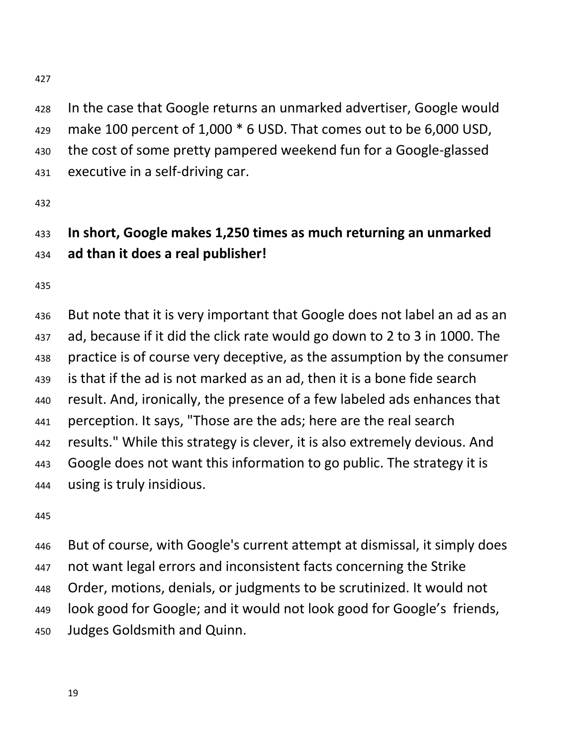In the case that Google returns an unmarked advertiser, Google would make 100 percent of 1,000 * 6 USD. That comes out to be 6,000 USD, the cost of some pretty pampered weekend fun for a Google-glassed executive in a self-driving car.

**In short, Google makes 1,250 times as much returning an unmarked ad than it does a real publisher!**

But note that it is very important that Google does not label an ad as an ad, because if it did the click rate would go down to 2 to 3 in 1000. The practice is of course very deceptive, as the assumption by the consumer is that if the ad is not marked as an ad, then it is a bone fide search result. And, ironically, the presence of a few labeled ads enhances that perception. It says, "Those are the ads; here are the real search results." While this strategy is clever, it is also extremely devious. And Google does not want this information to go public. The strategy it is using is truly insidious.

But of course, with Google's current attempt at dismissal, it simply does not want legal errors and inconsistent facts concerning the Strike Order, motions, denials, or judgments to be scrutinized. It would not look good for Google; and it would not look good for Google's friends, Judges Goldsmith and Quinn.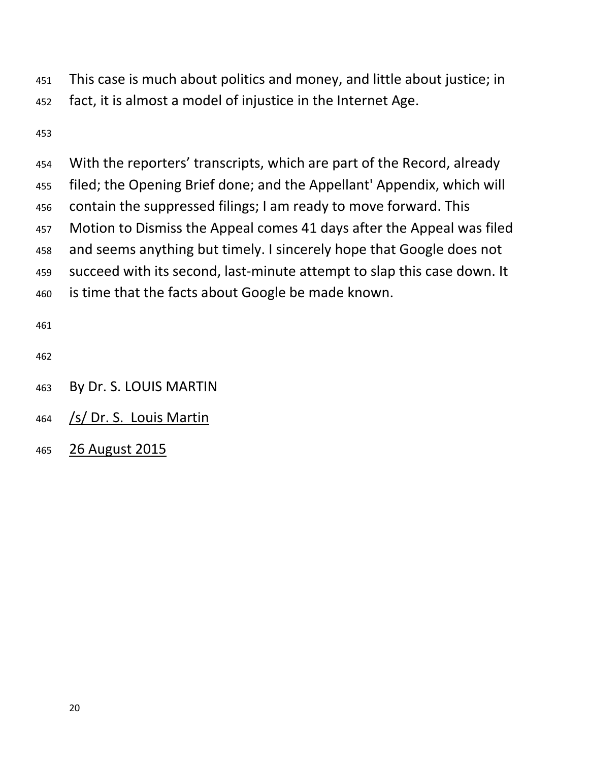This case is much about politics and money, and little about justice; in fact, it is almost a model of injustice in the Internet Age.

With the reporters' transcripts, which are part of the Record, already filed; the Opening Brief done; and the Appellant' Appendix, which will contain the suppressed filings; I am ready to move forward. This Motion to Dismiss the Appeal comes 41 days after the Appeal was filed and seems anything but timely. I sincerely hope that Google does not succeed with its second, last-minute attempt to slap this case down. It is time that the facts about Google be made known.

By Dr. S. LOUIS MARTIN

/s/ Dr. S. Louis Martin

26 August 2015